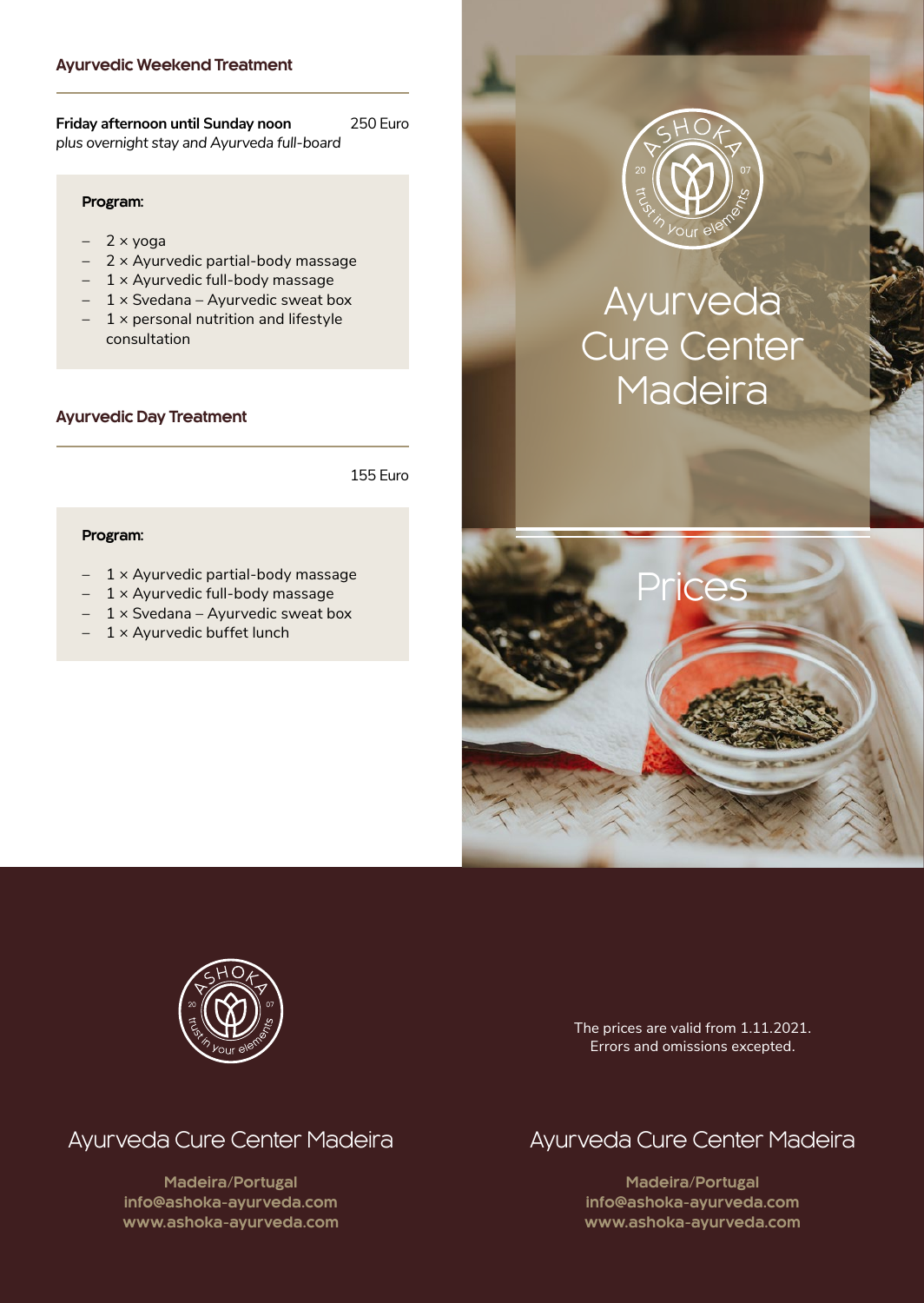## Ayurvedic Weekend Treatment

**Friday afternoon until Sunday noon** 250 Euro
*plus overnight stay and Ayurveda full-board*

**Program:**

- 2 × yoga
- 2 × Ayurvedic partial-body massage
- 1 × Ayurvedic full-body massage
- 1 × Svedana – Ayurvedic sweat box
- 1 × personal nutrition and lifestyle consultation

## Ayurvedic Day Treatment

155 Euro

**Program:**

- 1 × Ayurvedic partial-body massage
- 1 × Ayurvedic full-body massage
- 1 × Svedana – Ayurvedic sweat box
- 1 × Ayurvedic buffet lunch

ASHOKA 20 07 trust in your elements

# Ayurveda Cure Center Madeira

## Prices

ASHOKA 20 07 trust in your elements

### Ayurveda Cure Center Madeira

**Madeira/Portugal**
**info@ashoka-ayurveda.com**
**www.ashoka-ayurveda.com**

The prices are valid from 1.11.2021.
Errors and omissions excepted.

### Ayurveda Cure Center Madeira

**Madeira/Portugal**
**info@ashoka-ayurveda.com**
**www.ashoka-ayurveda.com**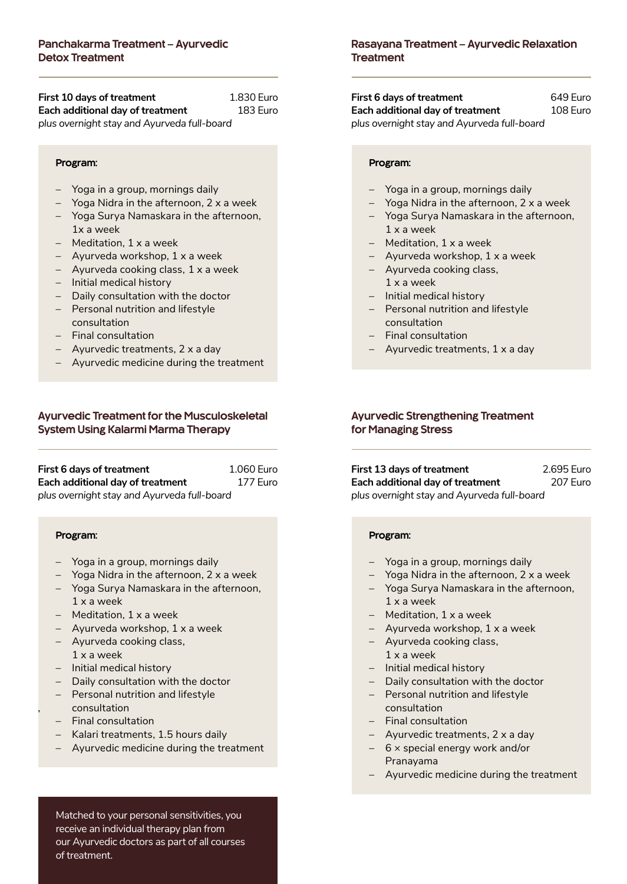## Panchakarma Treatment – Ayurvedic Detox Treatment

| | |
|---|---|
| **First 10 days of treatment** | 1.830 Euro |
| **Each additional day of treatment** | 183 Euro |

*plus overnight stay and Ayurveda full-board*

**Program:**

- Yoga in a group, mornings daily
- Yoga Nidra in the afternoon, 2 x a week
- Yoga Surya Namaskara in the afternoon, 1x a week
- Meditation, 1 x a week
- Ayurveda workshop, 1 x a week
- Ayurveda cooking class, 1 x a week
- Initial medical history
- Daily consultation with the doctor
- Personal nutrition and lifestyle consultation
- Final consultation
- Ayurvedic treatments, 2 x a day
- Ayurvedic medicine during the treatment

## Ayurvedic Treatment for the Musculoskeletal System Using Kalarmi Marma Therapy

| | |
|---|---|
| **First 6 days of treatment** | 1.060 Euro |
| **Each additional day of treatment** | 177 Euro |

*plus overnight stay and Ayurveda full-board*

**Program:**

- Yoga in a group, mornings daily
- Yoga Nidra in the afternoon, 2 x a week
- Yoga Surya Namaskara in the afternoon, 1 x a week
- Meditation, 1 x a week
- Ayurveda workshop, 1 x a week
- Ayurveda cooking class, 1 x a week
- Initial medical history
- Daily consultation with the doctor
- Personal nutrition and lifestyle consultation
- Final consultation
- Kalari treatments, 1.5 hours daily
- Ayurvedic medicine during the treatment

Matched to your personal sensitivities, you receive an individual therapy plan from our Ayurvedic doctors as part of all courses of treatment.

## Rasayana Treatment – Ayurvedic Relaxation Treatment

| | |
|---|---|
| **First 6 days of treatment** | 649 Euro |
| **Each additional day of treatment** | 108 Euro |

*plus overnight stay and Ayurveda full-board*

**Program:**

- Yoga in a group, mornings daily
- Yoga Nidra in the afternoon, 2 x a week
- Yoga Surya Namaskara in the afternoon, 1 x a week
- Meditation, 1 x a week
- Ayurveda workshop, 1 x a week
- Ayurveda cooking class, 1 x a week
- Initial medical history
- Personal nutrition and lifestyle consultation
- Final consultation
- Ayurvedic treatments, 1 x a day

## Ayurvedic Strengthening Treatment for Managing Stress

| | |
|---|---|
| **First 13 days of treatment** | 2.695 Euro |
| **Each additional day of treatment** | 207 Euro |

*plus overnight stay and Ayurveda full-board*

**Program:**

- Yoga in a group, mornings daily
- Yoga Nidra in the afternoon, 2 x a week
- Yoga Surya Namaskara in the afternoon, 1 x a week
- Meditation, 1 x a week
- Ayurveda workshop, 1 x a week
- Ayurveda cooking class, 1 x a week
- Initial medical history
- Daily consultation with the doctor
- Personal nutrition and lifestyle consultation
- Final consultation
- Ayurvedic treatments, 2 x a day
- 6 × special energy work and/or Pranayama
- Ayurvedic medicine during the treatment